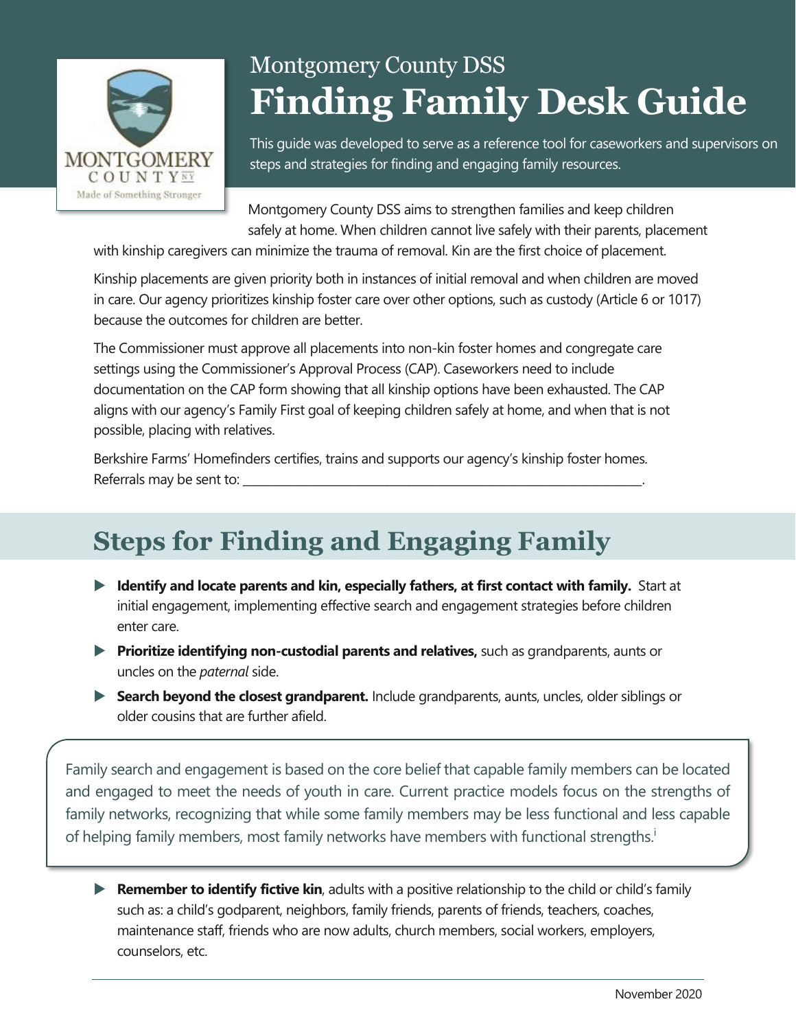Montgomery County DSS

# Finding Family Desk Guide

This guide was developed to serve as a reference tool for caseworkers and supervisors on steps and strategies for finding and engaging family resources.

Montgomery County DSS aims to strengthen families and keep children safely at home. When children cannot live safely with their parents, placement with kinship caregivers can minimize the trauma of removal. Kin are the first choice of placement.

Kinship placements are given priority both in instances of initial removal and when children are moved in care. Our agency prioritizes kinship foster care over other options, such as custody (Article 6 or 1017) because the outcomes for children are better.

The Commissioner must approve all placements into non-kin foster homes and congregate care settings using the Commissioner's Approval Process (CAP). Caseworkers need to include documentation on the CAP form showing that all kinship options have been exhausted. The CAP aligns with our agency's Family First goal of keeping children safely at home, and when that is not possible, placing with relatives.

Berkshire Farms' Homefinders certifies, trains and supports our agency's kinship foster homes. Referrals may be sent to: ________________________________________________________________.

## Steps for Finding and Engaging Family

- **Identify and locate parents and kin, especially fathers, at first contact with family.** Start at initial engagement, implementing effective search and engagement strategies before children enter care.
- **Prioritize identifying non-custodial parents and relatives,** such as grandparents, aunts or uncles on the *paternal* side.
- **Search beyond the closest grandparent.** Include grandparents, aunts, uncles, older siblings or older cousins that are further afield.

> Family search and engagement is based on the core belief that capable family members can be located and engaged to meet the needs of youth in care. Current practice models focus on the strengths of family networks, recognizing that while some family members may be less functional and less capable of helping family members, most family networks have members with functional strengths.[i]

- **Remember to identify fictive kin**, adults with a positive relationship to the child or child's family such as: a child's godparent, neighbors, family friends, parents of friends, teachers, coaches, maintenance staff, friends who are now adults, church members, social workers, employers, counselors, etc.

November 2020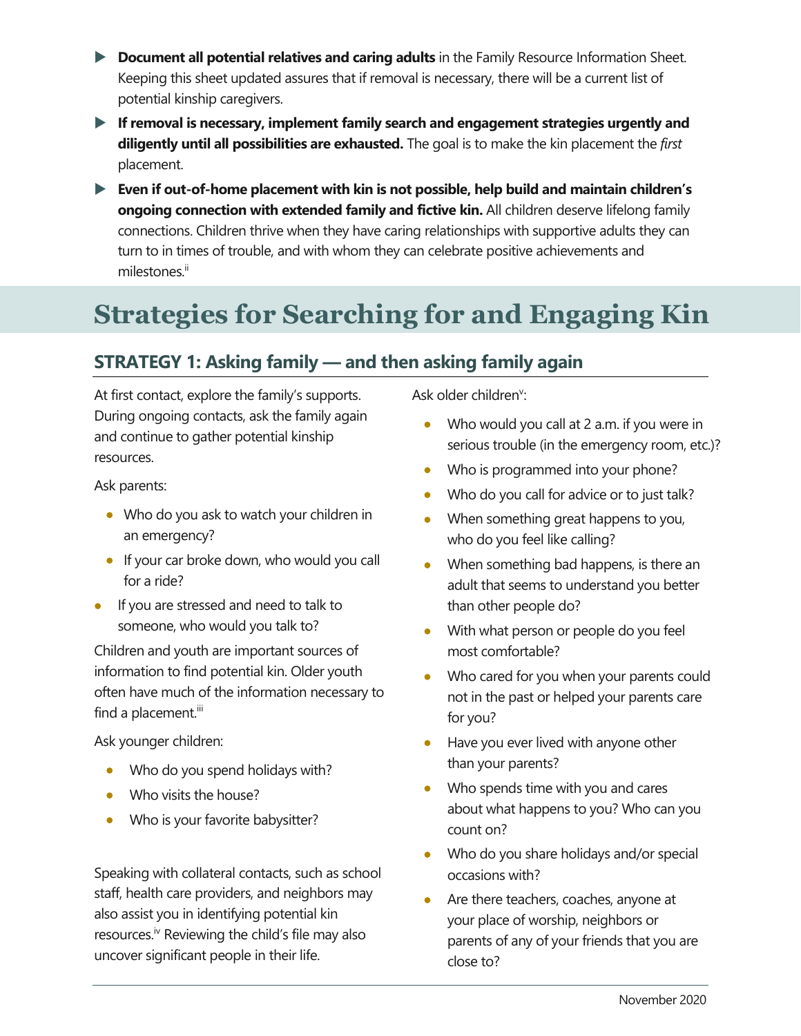- **Document all potential relatives and caring adults** in the Family Resource Information Sheet. Keeping this sheet updated assures that if removal is necessary, there will be a current list of potential kinship caregivers.
- **If removal is necessary, implement family search and engagement strategies urgently and diligently until all possibilities are exhausted.** The goal is to make the kin placement the *first* placement.
- **Even if out-of-home placement with kin is not possible, help build and maintain children's ongoing connection with extended family and fictive kin.** All children deserve lifelong family connections. Children thrive when they have caring relationships with supportive adults they can turn to in times of trouble, and with whom they can celebrate positive achievements and milestones.[ii]

# Strategies for Searching for and Engaging Kin

## STRATEGY 1: Asking family — and then asking family again

At first contact, explore the family's supports. During ongoing contacts, ask the family again and continue to gather potential kinship resources.

Ask parents:

- Who do you ask to watch your children in an emergency?
- If your car broke down, who would you call for a ride?
- If you are stressed and need to talk to someone, who would you talk to?

Children and youth are important sources of information to find potential kin. Older youth often have much of the information necessary to find a placement.[iii]

Ask younger children:

- Who do you spend holidays with?
- Who visits the house?
- Who is your favorite babysitter?

Speaking with collateral contacts, such as school staff, health care providers, and neighbors may also assist you in identifying potential kin resources.[iv] Reviewing the child's file may also uncover significant people in their life.

Ask older children[v]:

- Who would you call at 2 a.m. if you were in serious trouble (in the emergency room, etc.)?
- Who is programmed into your phone?
- Who do you call for advice or to just talk?
- When something great happens to you, who do you feel like calling?
- When something bad happens, is there an adult that seems to understand you better than other people do?
- With what person or people do you feel most comfortable?
- Who cared for you when your parents could not in the past or helped your parents care for you?
- Have you ever lived with anyone other than your parents?
- Who spends time with you and cares about what happens to you? Who can you count on?
- Who do you share holidays and/or special occasions with?
- Are there teachers, coaches, anyone at your place of worship, neighbors or parents of any of your friends that you are close to?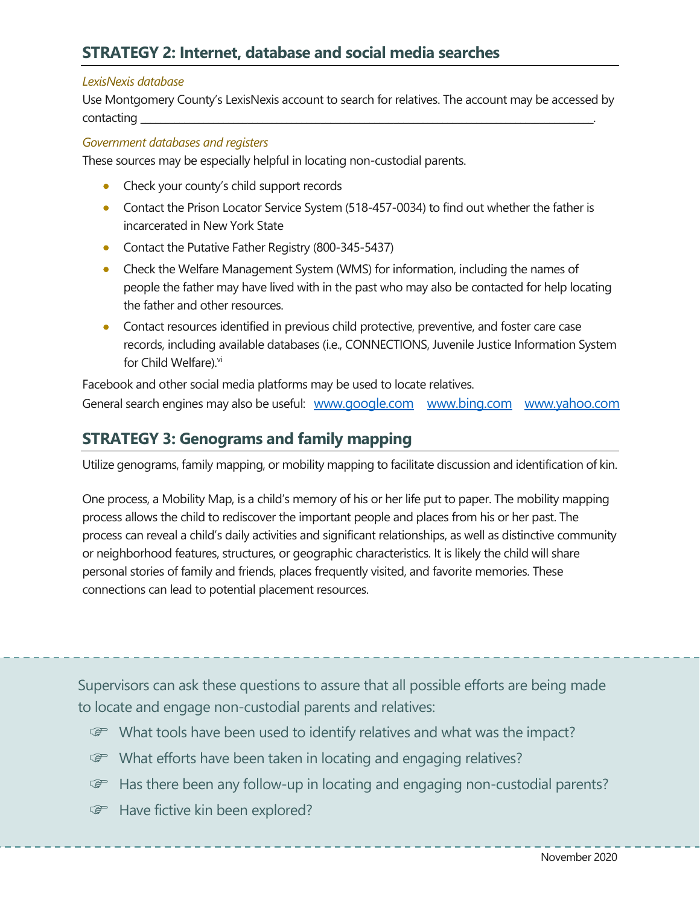## STRATEGY 2: Internet, database and social media searches

*LexisNexis database*

Use Montgomery County's LexisNexis account to search for relatives. The account may be accessed by contacting ________________________________________________________________________________.

*Government databases and registers*

These sources may be especially helpful in locating non-custodial parents.

- Check your county's child support records
- Contact the Prison Locator Service System (518-457-0034) to find out whether the father is incarcerated in New York State
- Contact the Putative Father Registry (800-345-5437)
- Check the Welfare Management System (WMS) for information, including the names of people the father may have lived with in the past who may also be contacted for help locating the father and other resources.
- Contact resources identified in previous child protective, preventive, and foster care case records, including available databases (i.e., CONNECTIONS, Juvenile Justice Information System for Child Welfare).[vi]

Facebook and other social media platforms may be used to locate relatives.

General search engines may also be useful: www.google.com www.bing.com www.yahoo.com

## STRATEGY 3: Genograms and family mapping

Utilize genograms, family mapping, or mobility mapping to facilitate discussion and identification of kin.

One process, a Mobility Map, is a child's memory of his or her life put to paper. The mobility mapping process allows the child to rediscover the important people and places from his or her past. The process can reveal a child's daily activities and significant relationships, as well as distinctive community or neighborhood features, structures, or geographic characteristics. It is likely the child will share personal stories of family and friends, places frequently visited, and favorite memories. These connections can lead to potential placement resources.

Supervisors can ask these questions to assure that all possible efforts are being made to locate and engage non-custodial parents and relatives:

- ☞ What tools have been used to identify relatives and what was the impact?
- ☞ What efforts have been taken in locating and engaging relatives?
- ☞ Has there been any follow-up in locating and engaging non-custodial parents?
- ☞ Have fictive kin been explored?

November 2020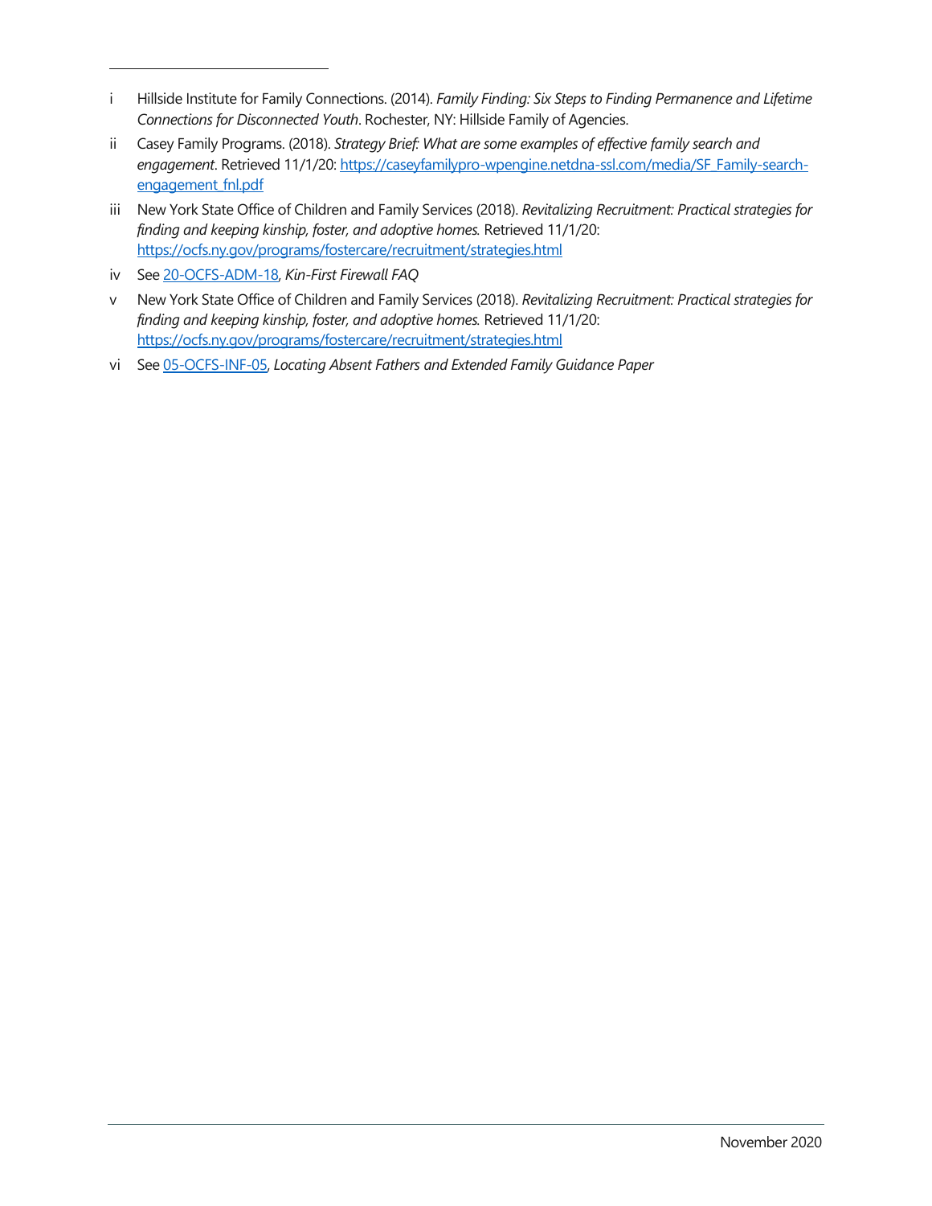i Hillside Institute for Family Connections. (2014). *Family Finding: Six Steps to Finding Permanence and Lifetime Connections for Disconnected Youth*. Rochester, NY: Hillside Family of Agencies.

ii Casey Family Programs. (2018). *Strategy Brief: What are some examples of effective family search and engagement*. Retrieved 11/1/20: [https://caseyfamilypro-wpengine.netdna-ssl.com/media/SF_Family-search-engagement_fnl.pdf](https://caseyfamilypro-wpengine.netdna-ssl.com/media/SF_Family-search-engagement_fnl.pdf)

iii New York State Office of Children and Family Services (2018). *Revitalizing Recruitment: Practical strategies for finding and keeping kinship, foster, and adoptive homes.* Retrieved 11/1/20: [https://ocfs.ny.gov/programs/fostercare/recruitment/strategies.html](https://ocfs.ny.gov/programs/fostercare/recruitment/strategies.html)

iv See [20-OCFS-ADM-18](20-OCFS-ADM-18), *Kin-First Firewall FAQ*

v New York State Office of Children and Family Services (2018). *Revitalizing Recruitment: Practical strategies for finding and keeping kinship, foster, and adoptive homes.* Retrieved 11/1/20: [https://ocfs.ny.gov/programs/fostercare/recruitment/strategies.html](https://ocfs.ny.gov/programs/fostercare/recruitment/strategies.html)

vi See [05-OCFS-INF-05](05-OCFS-INF-05), *Locating Absent Fathers and Extended Family Guidance Paper*